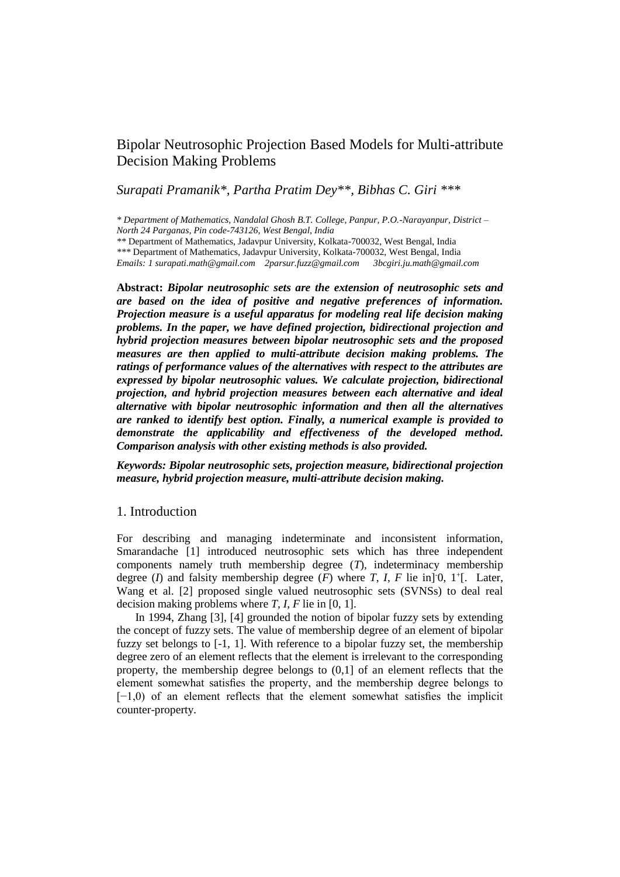# Bipolar Neutrosophic Projection Based Models for Multi-attribute Decision Making Problems

*Surapati Pramanik\*, Partha Pratim Dey\*\*, Bibhas C. Giri \*\*\**

*\* Department of Mathematics, Nandalal Ghosh B.T. College, Panpur, P.O.-Narayanpur, District – North 24 Parganas, Pin code-743126, West Bengal, India*
*\*\** Department of Mathematics, Jadavpur University, Kolkata-700032, West Bengal, India
*\*\*\** Department of Mathematics, Jadavpur University, Kolkata-700032, West Bengal, India
*Emails: 1 surapati.math@gmail.com 2parsur.fuzz@gmail.com 3bcgiri.ju.math@gmail.com*

**Abstract:** ***Bipolar neutrosophic sets are the extension of neutrosophic sets and are based on the idea of positive and negative preferences of information. Projection measure is a useful apparatus for modeling real life decision making problems. In the paper, we have defined projection, bidirectional projection and hybrid projection measures between bipolar neutrosophic sets and the proposed measures are then applied to multi-attribute decision making problems. The ratings of performance values of the alternatives with respect to the attributes are expressed by bipolar neutrosophic values. We calculate projection, bidirectional projection, and hybrid projection measures between each alternative and ideal alternative with bipolar neutrosophic information and then all the alternatives are ranked to identify best option. Finally, a numerical example is provided to demonstrate the applicability and effectiveness of the developed method. Comparison analysis with other existing methods is also provided.***

***Keywords: Bipolar neutrosophic sets, projection measure, bidirectional projection measure, hybrid projection measure, multi-attribute decision making.***

## 1. Introduction

For describing and managing indeterminate and inconsistent information, Smarandache [1] introduced neutrosophic sets which has three independent components namely truth membership degree (*T*), indeterminacy membership degree (*I*) and falsity membership degree (*F*) where *T*, *I*, *F* lie in$]^-0, 1^+[$. Later, Wang et al. [2] proposed single valued neutrosophic sets (SVNSs) to deal real decision making problems where *T*, *I*, *F* lie in [0, 1].

In 1994, Zhang [3], [4] grounded the notion of bipolar fuzzy sets by extending the concept of fuzzy sets. The value of membership degree of an element of bipolar fuzzy set belongs to [-1, 1]. With reference to a bipolar fuzzy set, the membership degree zero of an element reflects that the element is irrelevant to the corresponding property, the membership degree belongs to (0,1] of an element reflects that the element somewhat satisfies the property, and the membership degree belongs to [−1,0) of an element reflects that the element somewhat satisfies the implicit counter-property.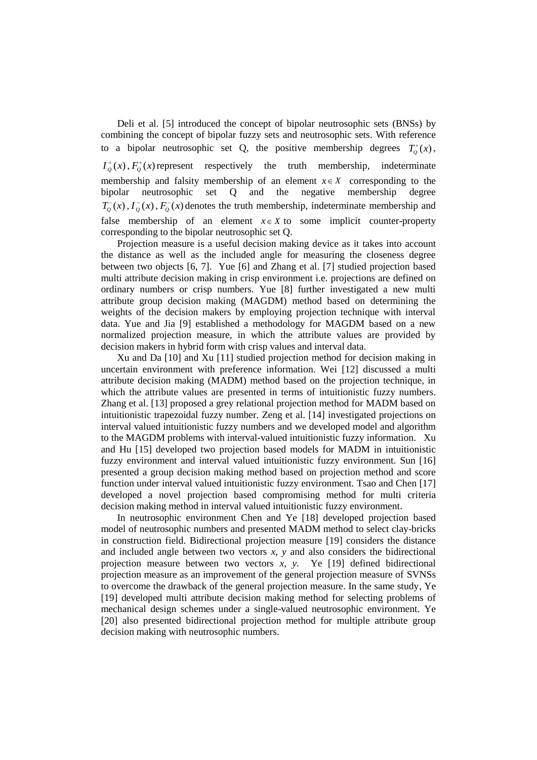Deli et al. [5] introduced the concept of bipolar neutrosophic sets (BNSs) by combining the concept of bipolar fuzzy sets and neutrosophic sets. With reference to a bipolar neutrosophic set Q, the positive membership degrees $T_Q^+(x)$, $I_Q^+(x)$, $F_Q^+(x)$ represent respectively the truth membership, indeterminate membership and falsity membership of an element $x \in X$ corresponding to the bipolar neutrosophic set Q and the negative membership degree $T_Q^-(x)$, $I_Q^-(x)$, $F_Q^-(x)$ denotes the truth membership, indeterminate membership and false membership of an element $x \in X$ to some implicit counter-property corresponding to the bipolar neutrosophic set Q.

Projection measure is a useful decision making device as it takes into account the distance as well as the included angle for measuring the closeness degree between two objects [6, 7]. Yue [6] and Zhang et al. [7] studied projection based multi attribute decision making in crisp environment i.e. projections are defined on ordinary numbers or crisp numbers. Yue [8] further investigated a new multi attribute group decision making (MAGDM) method based on determining the weights of the decision makers by employing projection technique with interval data. Yue and Jia [9] established a methodology for MAGDM based on a new normalized projection measure, in which the attribute values are provided by decision makers in hybrid form with crisp values and interval data.

Xu and Da [10] and Xu [11] studied projection method for decision making in uncertain environment with preference information. Wei [12] discussed a multi attribute decision making (MADM) method based on the projection technique, in which the attribute values are presented in terms of intuitionistic fuzzy numbers. Zhang et al. [13] proposed a grey relational projection method for MADM based on intuitionistic trapezoidal fuzzy number. Zeng et al. [14] investigated projections on interval valued intuitionistic fuzzy numbers and we developed model and algorithm to the MAGDM problems with interval-valued intuitionistic fuzzy information. Xu and Hu [15] developed two projection based models for MADM in intuitionistic fuzzy environment and interval valued intuitionistic fuzzy environment. Sun [16] presented a group decision making method based on projection method and score function under interval valued intuitionistic fuzzy environment. Tsao and Chen [17] developed a novel projection based compromising method for multi criteria decision making method in interval valued intuitionistic fuzzy environment.

In neutrosophic environment Chen and Ye [18] developed projection based model of neutrosophic numbers and presented MADM method to select clay-bricks in construction field. Bidirectional projection measure [19] considers the distance and included angle between two vectors *x, y* and also considers the bidirectional projection measure between two vectors *x, y.* Ye [19] defined bidirectional projection measure as an improvement of the general projection measure of SVNSs to overcome the drawback of the general projection measure. In the same study, Ye [19] developed multi attribute decision making method for selecting problems of mechanical design schemes under a single-valued neutrosophic environment. Ye [20] also presented bidirectional projection method for multiple attribute group decision making with neutrosophic numbers.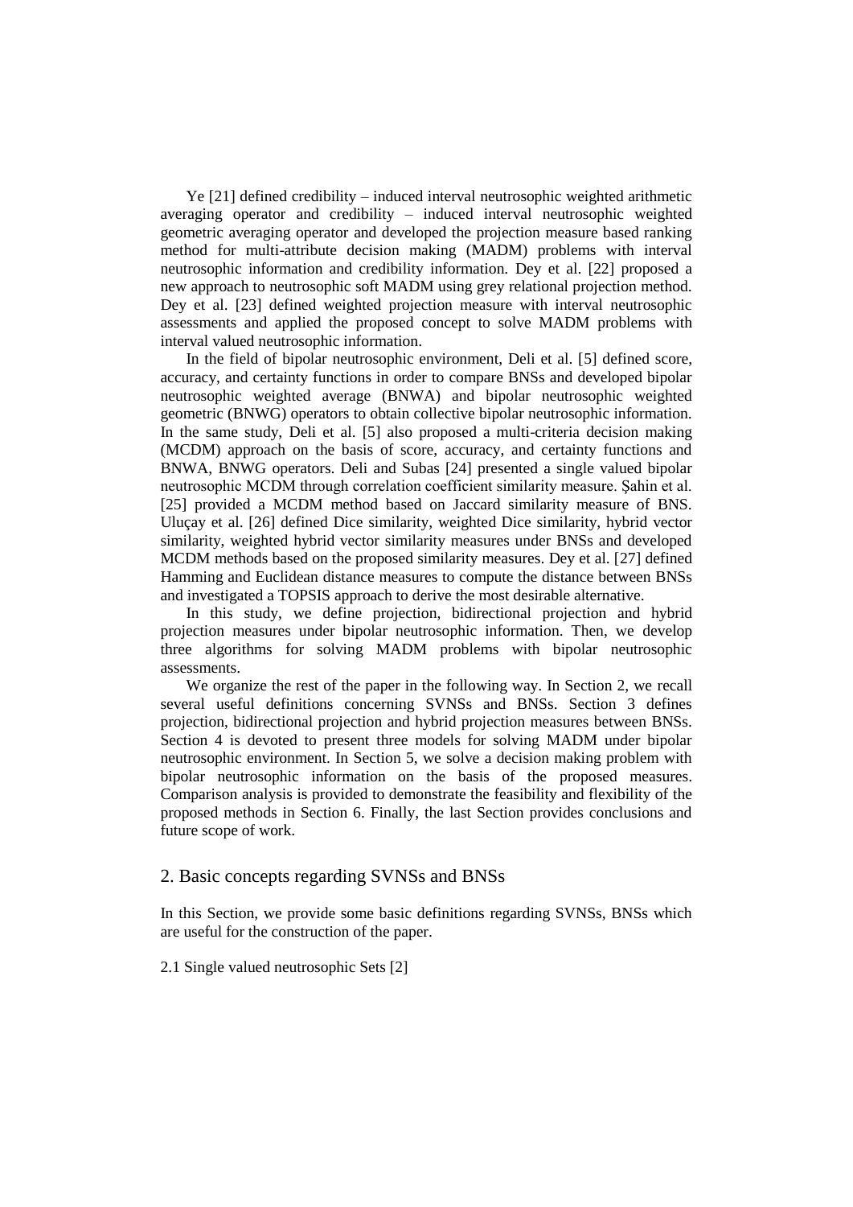Ye [21] defined credibility – induced interval neutrosophic weighted arithmetic averaging operator and credibility – induced interval neutrosophic weighted geometric averaging operator and developed the projection measure based ranking method for multi-attribute decision making (MADM) problems with interval neutrosophic information and credibility information. Dey et al. [22] proposed a new approach to neutrosophic soft MADM using grey relational projection method. Dey et al. [23] defined weighted projection measure with interval neutrosophic assessments and applied the proposed concept to solve MADM problems with interval valued neutrosophic information.

In the field of bipolar neutrosophic environment, Deli et al. [5] defined score, accuracy, and certainty functions in order to compare BNSs and developed bipolar neutrosophic weighted average (BNWA) and bipolar neutrosophic weighted geometric (BNWG) operators to obtain collective bipolar neutrosophic information. In the same study, Deli et al. [5] also proposed a multi-criteria decision making (MCDM) approach on the basis of score, accuracy, and certainty functions and BNWA, BNWG operators. Deli and Subas [24] presented a single valued bipolar neutrosophic MCDM through correlation coefficient similarity measure. Şahin et al. [25] provided a MCDM method based on Jaccard similarity measure of BNS. Uluçay et al. [26] defined Dice similarity, weighted Dice similarity, hybrid vector similarity, weighted hybrid vector similarity measures under BNSs and developed MCDM methods based on the proposed similarity measures. Dey et al. [27] defined Hamming and Euclidean distance measures to compute the distance between BNSs and investigated a TOPSIS approach to derive the most desirable alternative.

In this study, we define projection, bidirectional projection and hybrid projection measures under bipolar neutrosophic information. Then, we develop three algorithms for solving MADM problems with bipolar neutrosophic assessments.

We organize the rest of the paper in the following way. In Section 2, we recall several useful definitions concerning SVNSs and BNSs. Section 3 defines projection, bidirectional projection and hybrid projection measures between BNSs. Section 4 is devoted to present three models for solving MADM under bipolar neutrosophic environment. In Section 5, we solve a decision making problem with bipolar neutrosophic information on the basis of the proposed measures. Comparison analysis is provided to demonstrate the feasibility and flexibility of the proposed methods in Section 6. Finally, the last Section provides conclusions and future scope of work.

## 2. Basic concepts regarding SVNSs and BNSs

In this Section, we provide some basic definitions regarding SVNSs, BNSs which are useful for the construction of the paper.

2.1 Single valued neutrosophic Sets [2]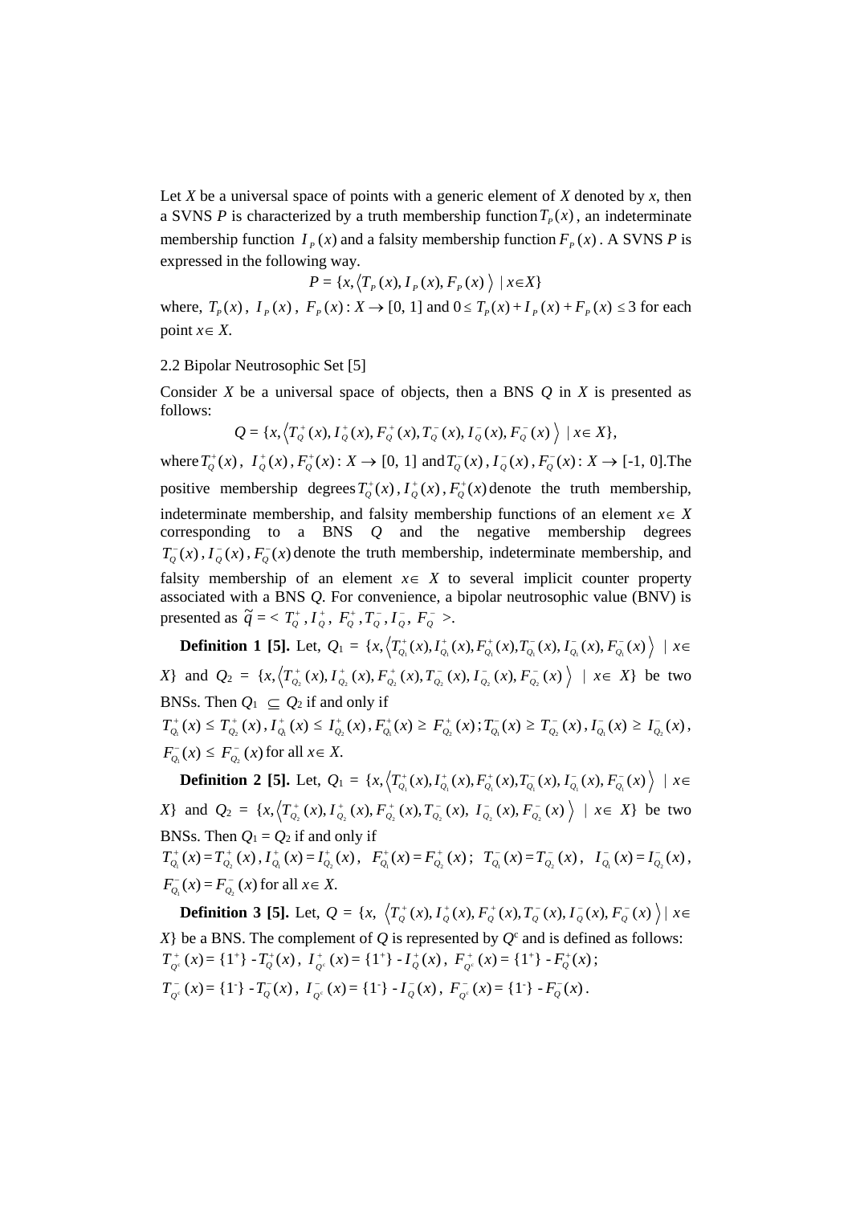Let $X$ be a universal space of points with a generic element of $X$ denoted by $x$, then a SVNS $P$ is characterized by a truth membership function $T_P(x)$, an indeterminate membership function $I_P(x)$ and a falsity membership function $F_P(x)$. A SVNS $P$ is expressed in the following way.

$$P = \{x, \langle T_P(x), I_P(x), F_P(x) \rangle \mid x \in X\}$$

where, $T_P(x)$, $I_P(x)$, $F_P(x): X \rightarrow [0, 1]$ and $0 \leq T_P(x) + I_P(x) + F_P(x) \leq 3$ for each point $x \in X$.

2.2 Bipolar Neutrosophic Set [5]

Consider $X$ be a universal space of objects, then a BNS $Q$ in $X$ is presented as follows:

$$Q = \{x, \langle T_Q^+(x), I_Q^+(x), F_Q^+(x), T_Q^-(x), I_Q^-(x), F_Q^-(x) \rangle \mid x \in X\},$$

where $T_Q^+(x)$, $I_Q^+(x)$, $F_Q^+(x): X \rightarrow [0, 1]$ and $T_Q^-(x)$, $I_Q^-(x)$, $F_Q^-(x): X \rightarrow [-1, 0]$. The positive membership degrees $T_Q^+(x)$, $I_Q^+(x)$, $F_Q^+(x)$ denote the truth membership, indeterminate membership, and falsity membership functions of an element $x \in X$ corresponding to a BNS $Q$ and the negative membership degrees $T_Q^-(x)$, $I_Q^-(x)$, $F_Q^-(x)$ denote the truth membership, indeterminate membership, and falsity membership of an element $x \in X$ to several implicit counter property associated with a BNS $Q$. For convenience, a bipolar neutrosophic value (BNV) is presented as $\tilde{q} = < T_Q^+, I_Q^+, F_Q^+, T_Q^-, I_Q^-, F_Q^- >$.

**Definition 1 [5].** Let, $Q_1 = \{x, \langle T_{Q_1}^+(x), I_{Q_1}^+(x), F_{Q_1}^+(x), T_{Q_1}^-(x), I_{Q_1}^-(x), F_{Q_1}^-(x) \rangle \mid x \in X\}$ and $Q_2 = \{x, \langle T_{Q_2}^+(x), I_{Q_2}^+(x), F_{Q_2}^+(x), T_{Q_2}^-(x), I_{Q_2}^-(x), F_{Q_2}^-(x) \rangle \mid x \in X\}$ be two BNSs. Then $Q_1 \subseteq Q_2$ if and only if

$T_{Q_1}^+(x) \leq T_{Q_2}^+(x)$, $I_{Q_1}^+(x) \leq I_{Q_2}^+(x)$, $F_{Q_1}^+(x) \geq F_{Q_2}^+(x)$; $T_{Q_1}^-(x) \geq T_{Q_2}^-(x)$, $I_{Q_1}^-(x) \geq I_{Q_2}^-(x)$, $F_{Q_1}^-(x) \leq F_{Q_2}^-(x)$ for all $x \in X$.

**Definition 2 [5].** Let, $Q_1 = \{x, \langle T_{Q_1}^+(x), I_{Q_1}^+(x), F_{Q_1}^+(x), T_{Q_1}^-(x), I_{Q_1}^-(x), F_{Q_1}^-(x) \rangle \mid x \in X\}$ and $Q_2 = \{x, \langle T_{Q_2}^+(x), I_{Q_2}^+(x), F_{Q_2}^+(x), T_{Q_2}^-(x), I_{Q_2}^-(x), F_{Q_2}^-(x) \rangle \mid x \in X\}$ be two BNSs. Then $Q_1 = Q_2$ if and only if

$T_{Q_1}^+(x) = T_{Q_2}^+(x)$, $I_{Q_1}^+(x) = I_{Q_2}^+(x)$, $F_{Q_1}^+(x) = F_{Q_2}^+(x)$; $T_{Q_1}^-(x) = T_{Q_2}^-(x)$, $I_{Q_1}^-(x) = I_{Q_2}^-(x)$, $F_{Q_1}^-(x) = F_{Q_2}^-(x)$ for all $x \in X$.

**Definition 3 [5].** Let, $Q = \{x, \langle T_Q^+(x), I_Q^+(x), F_Q^+(x), T_Q^-(x), I_Q^-(x), F_Q^-(x) \rangle \mid x \in X\}$ be a BNS. The complement of $Q$ is represented by $Q^c$ and is defined as follows:

$T_{Q^c}^+(x) = \{1^+\} - T_Q^+(x)$, $I_{Q^c}^+(x) = \{1^+\} - I_Q^+(x)$, $F_{Q^c}^+(x) = \{1^+\} - F_Q^+(x)$;

$T_{Q^c}^-(x) = \{1^-\} - T_Q^-(x)$, $I_{Q^c}^-(x) = \{1^-\} - I_Q^-(x)$, $F_{Q^c}^-(x) = \{1^-\} - F_Q^-(x)$.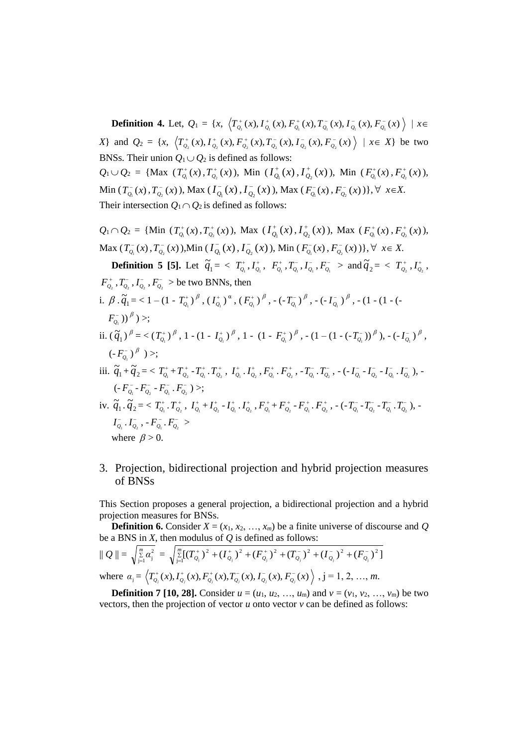**Definition 4.** Let, $Q_1$ = {$x$, $\left\langle T_{Q_1}^{+}(x), I_{Q_1}^{+}(x), F_{Q_1}^{+}(x), T_{Q_1}^{-}(x), I_{Q_1}^{-}(x), F_{Q_1}^{-}(x) \right\rangle$ | $x \in X$} and $Q_2$ = {$x$, $\left\langle T_{Q_2}^{+}(x), I_{Q_2}^{+}(x), F_{Q_2}^{+}(x), T_{Q_2}^{-}(x), I_{Q_2}^{-}(x), F_{Q_2}^{-}(x) \right\rangle$ | $x \in X$} be two BNSs. Their union $Q_1 \cup Q_2$ is defined as follows:

$Q_1 \cup Q_2$ = {Max $(T_{Q_1}^{+}(x), T_{Q_2}^{+}(x))$, Min $(I_{Q_1}^{+}(x), I_{Q_2}^{+}(x))$, Min $(F_{Q_1}^{+}(x), F_{Q_2}^{+}(x))$, Min $(T_{Q_1}^{-}(x), T_{Q_2}^{-}(x))$, Max $(I_{Q_1}^{-}(x), I_{Q_2}^{-}(x))$, Max $(F_{Q_1}^{-}(x), F_{Q_2}^{-}(x))$}, $\forall$ $x \in X$.

Their intersection $Q_1 \cap Q_2$ is defined as follows:

$Q_1 \cap Q_2$ = {Min $(T_{Q_1}^{+}(x), T_{Q_2}^{+}(x))$, Max $(I_{Q_1}^{+}(x), I_{Q_2}^{+}(x))$, Max $(F_{Q_1}^{+}(x), F_{Q_2}^{+}(x))$, Max $(T_{Q_1}^{-}(x), T_{Q_2}^{-}(x))$, Min $(I_{Q_1}^{-}(x), I_{Q_2}^{-}(x))$, Min $(F_{Q_1}^{-}(x), F_{Q_2}^{-}(x))$}, $\forall$ $x \in X$.

**Definition 5 [5].** Let $\tilde{q}_1 = < T_{Q_1}^{+}, I_{Q_1}^{+}, F_{Q_1}^{+}, T_{Q_1}^{-}, I_{Q_1}^{-}, F_{Q_1}^{-} >$ and $\tilde{q}_2 = < T_{Q_2}^{+}, I_{Q_2}^{+}, F_{Q_2}^{+}, T_{Q_2}^{-}, I_{Q_2}^{-}, F_{Q_2}^{-} >$ be two BNNs, then

i. $\beta . \tilde{q}_1 = < 1 - (1 - T_{Q_1}^{+})^{\beta}, (I_{Q_1}^{+})^{\alpha}, (F_{Q_1}^{+})^{\beta}, -(-T_{Q_1}^{-})^{\beta}, -(-I_{Q_1}^{-})^{\beta}, -(1 - (1 - (-F_{Q_1}^{-}))^{\beta}) >$;

ii. $(\tilde{q}_1)^{\beta} = < (T_{Q_1}^{+})^{\beta}, 1 - (1 - I_{Q_1}^{+})^{\beta}, 1 - (1 - F_{Q_1}^{+})^{\beta}, -(1 - (1 - (-T_{Q_1}^{-}))^{\beta}), -(-I_{Q_1}^{-})^{\beta}, (-F_{Q_1}^{-})^{\beta} >$;

iii. $\tilde{q}_1 + \tilde{q}_2 = < T_{Q_1}^{+} + T_{Q_2}^{+} - T_{Q_1}^{+} . T_{Q_2}^{+}, I_{Q_1}^{+} . I_{Q_2}^{+}, F_{Q_1}^{+} . F_{Q_2}^{+}, -T_{Q_1}^{-} . T_{Q_2}^{-}, -(-I_{Q_1}^{-} - I_{Q_2}^{-} - I_{Q_1}^{-} . I_{Q_2}^{-}), -(-F_{Q_1}^{-} - F_{Q_2}^{-} - F_{Q_1}^{-} . F_{Q_2}^{-}) >$;

iv. $\tilde{q}_1 . \tilde{q}_2 = < T_{Q_1}^{+} . T_{Q_2}^{+}, I_{Q_1}^{+} + I_{Q_2}^{+} - I_{Q_1}^{+} . I_{Q_2}^{+}, F_{Q_1}^{+} + F_{Q_2}^{+} - F_{Q_1}^{+} . F_{Q_2}^{+}, -(-T_{Q_1}^{-} - T_{Q_2}^{-} - T_{Q_1}^{-} . T_{Q_2}^{-}), -I_{Q_1}^{-} . I_{Q_2}^{-}, -F_{Q_1}^{-} . F_{Q_2}^{-} >$

where $\beta > 0$.

## 3. Projection, bidirectional projection and hybrid projection measures of BNSs

This Section proposes a general projection, a bidirectional projection and a hybrid projection measures for BNSs.

**Definition 6.** Consider $X = (x_1, x_2, \ldots, x_m)$ be a finite universe of discourse and $Q$ be a BNS in $X$, then modulus of $Q$ is defined as follows:

$$\| Q \| = \sqrt{\sum_{j=1}^{m} \alpha_j^2} = \sqrt{\sum_{j=1}^{m} [(T_{Q_j}^{+})^2 + (I_{Q_j}^{+})^2 + (F_{Q_j}^{+})^2 + (T_{Q_j}^{-})^2 + (I_{Q_j}^{-})^2 + (F_{Q_j}^{-})^2]}$$

where $\alpha_j = \left\langle T_{Q_j}^{+}(x), I_{Q_j}^{+}(x), F_{Q_j}^{+}(x), T_{Q_j}^{-}(x), I_{Q_j}^{-}(x), F_{Q_j}^{-}(x) \right\rangle$, j = 1, 2, …, $m$.

**Definition 7 [10, 28].** Consider $u = (u_1, u_2, \ldots, u_m)$ and $v = (v_1, v_2, \ldots, v_m)$ be two vectors, then the projection of vector $u$ onto vector $v$ can be defined as follows: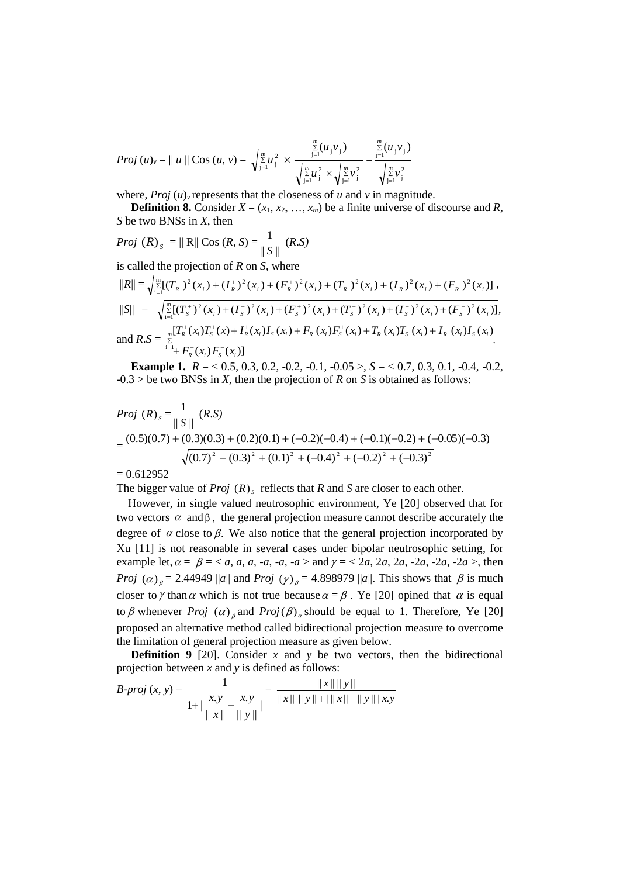$$Proj\ (u)_v = \|\, u \,\| \operatorname{Cos}(u, v) = \sqrt{\sum_{j=1}^{m} u_j^2} \times \frac{\sum_{j=1}^{m}(u_j v_j)}{\sqrt{\sum_{j=1}^{m} u_j^2} \times \sqrt{\sum_{j=1}^{m} v_j^2}} = \frac{\sum_{j=1}^{m}(u_j v_j)}{\sqrt{\sum_{j=1}^{m} v_j^2}}$$

where, $Proj\ (u)_v$ represents that the closeness of $u$ and $v$ in magnitude.

**Definition 8.** Consider $X = (x_1, x_2, \ldots, x_m)$ be a finite universe of discourse and $R$, $S$ be two BNSs in $X$, then

$$Proj\ (R)_S = \|\, \mathrm{R} \,\| \operatorname{Cos}(R, S) = \frac{1}{\|\, S \,\|}\ (R.S)$$

is called the projection of $R$ on $S$, where

$$\|R\| = \sqrt{\sum_{i=1}^{m}[(T_R^+)^2(x_i) + (I_R^+)^2(x_i) + (F_R^+)^2(x_i) + (T_R^-)^2(x_i) + (I_R^-)^2(x_i) + (F_R^-)^2(x_i)]},$$

$$\|S\| = \sqrt{\sum_{i=1}^{m}[(T_S^+)^2(x_i) + (I_S^+)^2(x_i) + (F_S^+)^2(x_i) + (T_S^-)^2(x_i) + (I_S^-)^2(x_i) + (F_S^-)^2(x_i)]},$$

and $R.S = \sum_{i=1}^{m}[T_R^+(x_i)T_S^+(x) + I_R^+(x_i)I_S^+(x_i) + F_R^+(x_i)F_S^+(x_i) + T_R^-(x_i)T_S^-(x_i) + I_R^-(x_i)I_S^-(x_i) + F_R^-(x_i)F_S^-(x_i)]$.

**Example 1.** $R = <0.5, 0.3, 0.2, -0.2, -0.1, -0.05>$, $S = <0.7, 0.3, 0.1, -0.4, -0.2, -0.3>$ be two BNSs in $X$, then the projection of $R$ on $S$ is obtained as follows:

$$Proj\ (R)_S = \frac{1}{\|\, S \,\|}\ (R.S)$$

$$= \frac{(0.5)(0.7) + (0.3)(0.3) + (0.2)(0.1) + (-0.2)(-0.4) + (-0.1)(-0.2) + (-0.05)(-0.3)}{\sqrt{(0.7)^2 + (0.3)^2 + (0.1)^2 + (-0.4)^2 + (-0.2)^2 + (-0.3)^2}}$$

$= 0.612952$

The bigger value of $Proj\ (R)_S$ reflects that $R$ and $S$ are closer to each other.

However, in single valued neutrosophic environment, Ye [20] observed that for two vectors $\alpha$ and $\beta$, the general projection measure cannot describe accurately the degree of $\alpha$ close to $\beta$. We also notice that the general projection incorporated by Xu [11] is not reasonable in several cases under bipolar neutrosophic setting, for example let, $\alpha = \beta = <a, a, a, -a, -a, -a>$ and $\gamma = <2a, 2a, 2a, -2a, -2a, -2a>$, then $Proj\ (\alpha)_\beta = 2.44949\ \|a\|$ and $Proj\ (\gamma)_\beta = 4.898979\ \|a\|$. This shows that $\beta$ is much closer to $\gamma$ than $\alpha$ which is not true because $\alpha = \beta$. Ye [20] opined that $\alpha$ is equal to $\beta$ whenever $Proj\ (\alpha)_\beta$ and $Proj(\beta)_\alpha$ should be equal to 1. Therefore, Ye [20] proposed an alternative method called bidirectional projection measure to overcome the limitation of general projection measure as given below.

**Definition 9** [20]. Consider $x$ and $y$ be two vectors, then the bidirectional projection between $x$ and $y$ is defined as follows:

$$B\text{-}proj\ (x, y) = \frac{1}{1 + \left| \dfrac{x.y}{\|\, x \,\|} - \dfrac{x.y}{\|\, y \,\|} \right|} = \frac{\|\, x \,\|\ \|\, y \,\|}{\|\, x \,\|\ \|\, y \,\| + |\ \|\, x \,\| - \|\, y \,\|\ |\ x.y}$$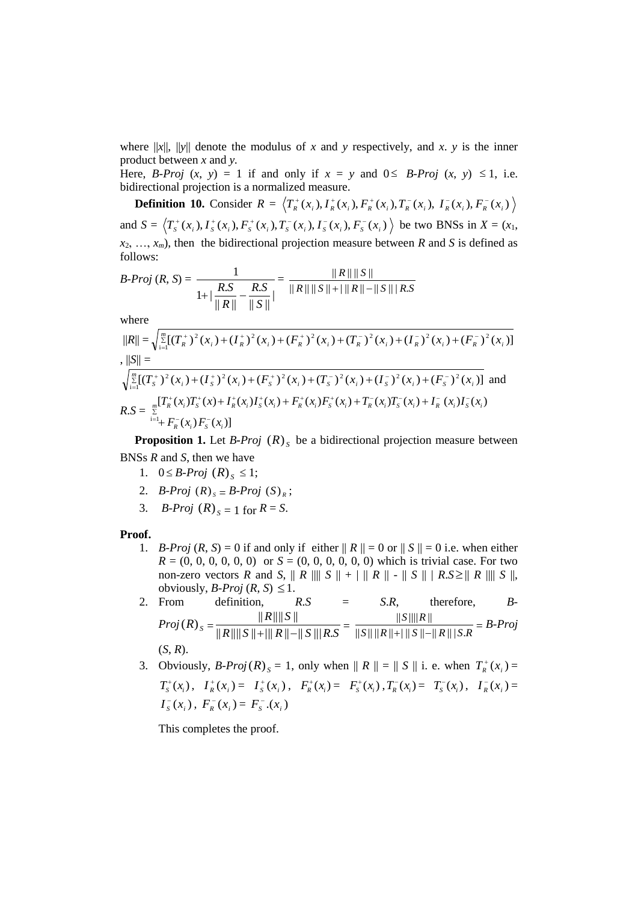where $||x||$, $||y||$ denote the modulus of $x$ and $y$ respectively, and $x.\ y$ is the inner product between $x$ and $y$.

Here, *B-Proj* $(x, y) = 1$ if and only if $x = y$ and $0 \leq$ *B-Proj* $(x, y) \leq 1$, i.e. bidirectional projection is a normalized measure.

**Definition 10.** Consider $R = \left\langle T_R^+(x_i), I_R^+(x_i), F_R^+(x_i), T_R^-(x_i), I_R^-(x_i), F_R^-(x_i) \right\rangle$ and $S = \left\langle T_S^+(x_i), I_S^+(x_i), F_S^+(x_i), T_S^-(x_i), I_S^-(x_i), F_S^-(x_i) \right\rangle$ be two BNSs in $X = (x_1, x_2, \ldots, x_m)$, then the bidirectional projection measure between $R$ and $S$ is defined as follows:

$$B\text{-}Proj\,(R, S) = \frac{1}{1 + \left| \dfrac{R.S}{\|R\|} - \dfrac{R.S}{\|S\|} \right|} = \frac{\|R\|\,\|S\|}{\|R\|\,\|S\| + |\,\|R\| - \|S\|\,|\,R.S}$$

where

$$\|R\| = \sqrt{\sum_{i=1}^{m} [(T_R^+)^2(x_i) + (I_R^+)^2(x_i) + (F_R^+)^2(x_i) + (T_R^-)^2(x_i) + (I_R^-)^2(x_i) + (F_R^-)^2(x_i)]}$$

, $\|S\| =$

$$\sqrt{\sum_{i=1}^{m} [(T_S^+)^2(x_i) + (I_S^+)^2(x_i) + (F_S^+)^2(x_i) + (T_S^-)^2(x_i) + (I_S^-)^2(x_i) + (F_S^-)^2(x_i)]}$$ and

$$R.S = \sum_{i=1}^{m} [T_R^+(x_i) T_S^+(x) + I_R^+(x_i) I_S^+(x_i) + F_R^+(x_i) F_S^+(x_i) + T_R^-(x_i) T_S^-(x_i) + I_R^-(x_i) I_S^-(x_i) + F_R^-(x_i) F_S^-(x_i)]$$

**Proposition 1.** Let *B-Proj* $(R)_S$ be a bidirectional projection measure between BNSs $R$ and $S$, then we have

1. $0 \leq$ *B-Proj* $(R)_S \leq 1$;
2. *B-Proj* $(R)_S =$ *B-Proj* $(S)_R$;
3. *B-Proj* $(R)_S = 1$ for $R = S$.

**Proof.**

1. *B-Proj* $(R, S) = 0$ if and only if either $\|R\| = 0$ or $\|S\| = 0$ i.e. when either $R = (0, 0, 0, 0, 0, 0)$ or $S = (0, 0, 0, 0, 0, 0)$ which is trivial case. For two non-zero vectors $R$ and $S$, $\|R\|\|\|S\| + |\,\|R\| - \|S\|\,|\,R.S \geq \|R\|\|\|S\|$, obviously, *B-Proj* $(R, S) \leq 1$.
2. From definition, $R.S = S.R$, therefore, *B-Proj* $(R)_S = \dfrac{\|R\|\|S\|}{\|R\|\|S\| + |\|R\| - \|S\||R.S} = \dfrac{\|S\|\|R\|}{\|S\|\|R\| + |\|S\| - \|R\||S.R} =$ *B-Proj* $(S, R)$.
3. Obviously, *B-Proj* $(R)_S = 1$, only when $\|R\| = \|S\|$ i. e. when $T_R^+(x_i) = T_S^+(x_i)$, $I_R^+(x_i) = I_S^+(x_i)$, $F_R^+(x_i) = F_S^+(x_i)$, $T_R^-(x_i) = T_S^-(x_i)$, $I_R^-(x_i) = I_S^-(x_i)$, $F_R^-(x_i) = F_S^-.(x_i)$

   This completes the proof.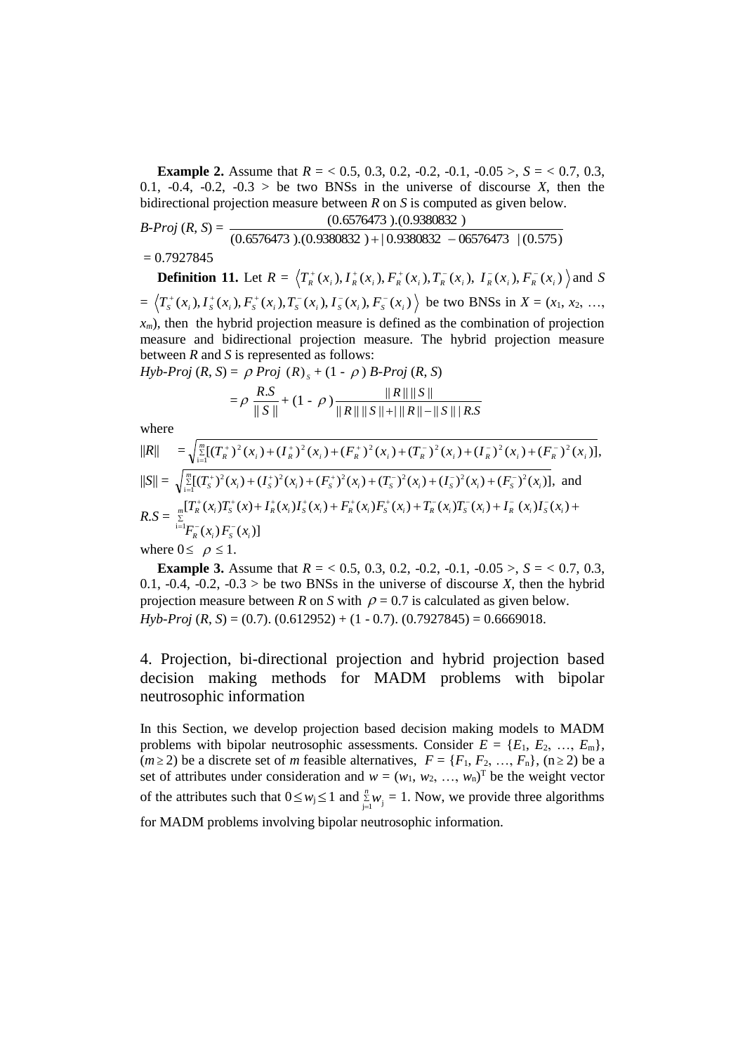**Example 2.** Assume that $R$ = < 0.5, 0.3, 0.2, -0.2, -0.1, -0.05 >, $S$ = < 0.7, 0.3, 0.1, -0.4, -0.2, -0.3 > be two BNSs in the universe of discourse $X$, then the bidirectional projection measure between $R$ on $S$ is computed as given below.

$$B\text{-}Proj\,(R, S) = \frac{(0.6576473\,).(0.9380832\,)}{(0.6576473\,).(0.9380832\,) + |\,0.9380832\;\; - 06576473\;\;|\,(0.575)}$$

= 0.7927845

**Definition 11.** Let $R = \left\langle T_R^+(x_i), I_R^+(x_i), F_R^+(x_i), T_R^-(x_i),\ I_R^-(x_i), F_R^-(x_i) \right\rangle$ and $S = \left\langle T_S^+(x_i), I_S^+(x_i), F_S^+(x_i), T_S^-(x_i), I_S^-(x_i), F_S^-(x_i) \right\rangle$ be two BNSs in $X = (x_1, x_2, \ldots, x_m)$, then the hybrid projection measure is defined as the combination of projection measure and bidirectional projection measure. The hybrid projection measure between $R$ and $S$ is represented as follows:

$$Hyb\text{-}Proj\,(R, S) = \rho\; Proj\;(R)_S + (1 - \rho)\; B\text{-}Proj\,(R, S)$$

$$= \rho\,\frac{R.S}{\|S\|} + (1 - \rho)\frac{\|R\|\,\|S\|}{\|R\|\,\|S\| + |\,\|R\| - \|S\|\,|\,R.S}$$

where

$$\|R\| = \sqrt{\sum_{i=1}^{m}[(T_R^+)^2(x_i) + (I_R^+)^2(x_i) + (F_R^+)^2(x_i) + (T_R^-)^2(x_i) + (I_R^-)^2(x_i) + (F_R^-)^2(x_i)]},$$

$$\|S\| = \sqrt{\sum_{i=1}^{m}[(T_S^+)^2(x_i) + (I_S^+)^2(x_i) + (F_S^+)^2(x_i) + (T_S^-)^2(x_i) + (I_S^-)^2(x_i) + (F_S^-)^2(x_i)]},\ \text{and}$$

$$R.S = \sum_{i=1}^{m}[T_R^+(x_i)T_S^+(x) + I_R^+(x_i)I_S^+(x_i) + F_R^+(x_i)F_S^+(x_i) + T_R^-(x_i)T_S^-(x_i) + I_R^-(x_i)I_S^-(x_i) + F_R^-(x_i)F_S^-(x_i)]$$

where $0 \le \rho \le 1$.

**Example 3.** Assume that $R$ = < 0.5, 0.3, 0.2, -0.2, -0.1, -0.05 >, $S$ = < 0.7, 0.3, 0.1, -0.4, -0.2, -0.3 > be two BNSs in the universe of discourse $X$, then the hybrid projection measure between $R$ on $S$ with $\rho = 0.7$ is calculated as given below.

$Hyb\text{-}Proj\,(R, S)$ = (0.7). (0.612952) + (1 - 0.7). (0.7927845) = 0.6669018.

## 4. Projection, bi-directional projection and hybrid projection based decision making methods for MADM problems with bipolar neutrosophic information

In this Section, we develop projection based decision making models to MADM problems with bipolar neutrosophic assessments. Consider $E = \{E_1, E_2, \ldots, E_m\}$, $(m \ge 2)$ be a discrete set of $m$ feasible alternatives, $F = \{F_1, F_2, \ldots, F_n\}$, $(n \ge 2)$ be a set of attributes under consideration and $w = (w_1, w_2, \ldots, w_n)^T$ be the weight vector of the attributes such that $0 \le w_j \le 1$ and $\sum_{j=1}^{n} w_j = 1$. Now, we provide three algorithms for MADM problems involving bipolar neutrosophic information.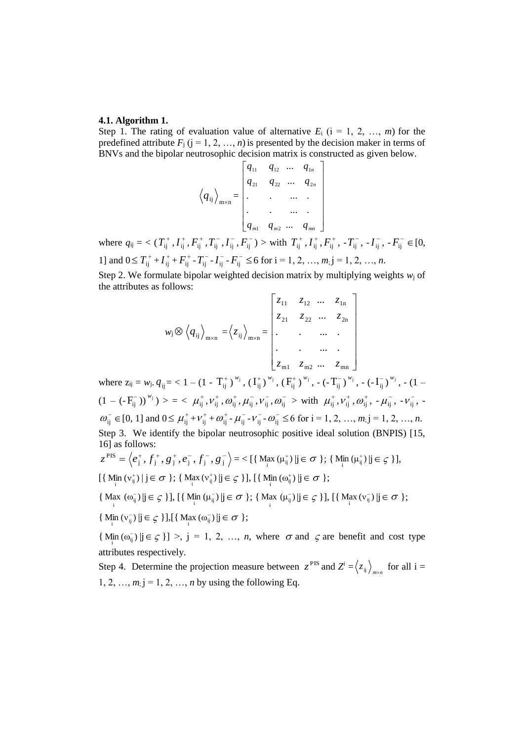**4.1. Algorithm 1.**

Step 1. The rating of evaluation value of alternative $E_i$ (i = 1, 2, …, *m*) for the predefined attribute $F_j$ (j = 1, 2, …, *n*) is presented by the decision maker in terms of BNVs and the bipolar neutrosophic decision matrix is constructed as given below.

$$\langle q_{ij} \rangle_{m\times n} = \begin{bmatrix} q_{11} & q_{12} & \cdots & q_{1n} \\ q_{21} & q_{22} & \cdots & q_{2n} \\ . & . & \cdots & . \\ . & . & \cdots & . \\ q_{m1} & q_{m2} & \cdots & q_{mn} \end{bmatrix}$$

where $q_{ij} = < (T_{ij}^{+}, I_{ij}^{+}, F_{ij}^{+}, T_{ij}^{-}, I_{ij}^{-}, F_{ij}^{-}) >$ with $T_{ij}^{+}, I_{ij}^{+}, F_{ij}^{+}, -T_{ij}^{-}, -I_{ij}^{-}, -F_{ij}^{-} \in [0, 1]$ and $0 \le T_{ij}^{+} + I_{ij}^{+} + F_{ij}^{+} - T_{ij}^{-} - I_{ij}^{-} - F_{ij}^{-} \le 6$ for i = 1, 2, …, *m*; j = 1, 2, …, *n*.

Step 2. We formulate bipolar weighted decision matrix by multiplying weights $w_j$ of the attributes as follows:

$$w_j \otimes \langle q_{ij} \rangle_{m\times n} = \langle z_{ij} \rangle_{m\times n} = \begin{bmatrix} z_{11} & z_{12} & \cdots & z_{1n} \\ z_{21} & z_{22} & \cdots & z_{2n} \\ . & . & \cdots & . \\ . & . & \cdots & . \\ z_{m1} & z_{m2} & \cdots & z_{mn} \end{bmatrix}$$

where $z_{ij} = w_j . q_{ij} = < 1 - (1 - T_{ij}^{+})^{w_j}, (I_{ij}^{+})^{w_j}, (F_{ij}^{+})^{w_j}, -(-T_{ij}^{-})^{w_j}, -(-I_{ij}^{-})^{w_j}, -(1 - (1 - (-F_{ij}^{-}))^{w_j}) > = < \mu_{ij}^{+}, \nu_{ij}^{+}, \omega_{ij}^{+}, \mu_{ij}^{-}, \nu_{ij}^{-}, \omega_{ij}^{-} >$ with $\mu_{ij}^{+}, \nu_{ij}^{+}, \omega_{ij}^{+}, -\mu_{ij}^{-}, -\nu_{ij}^{-}, -\omega_{ij}^{-} \in [0, 1]$ and $0 \le \mu_{ij}^{+} + \nu_{ij}^{+} + \omega_{ij}^{+} - \mu_{ij}^{-} - \nu_{ij}^{-} - \omega_{ij}^{-} \le 6$ for i = 1, 2, …, *m*; j = 1, 2, …, *n*.

Step 3. We identify the bipolar neutrosophic positive ideal solution (BNPIS) [15, 16] as follows:

$z^{PIS} = \langle e_j^{+}, f_j^{+}, g_j^{+}, e_j^{-}, f_j^{-}, g_j^{-} \rangle = < [\{ \underset{i}{\text{Max}} (\mu_{ij}^{+}) | j \in \sigma \}; \{ \underset{i}{\text{Min}} (\mu_{ij}^{+}) | j \in \varsigma \}],$

$[\{ \underset{i}{\text{Min}} (\nu_{ij}^{+}) | j \in \sigma \}; \{ \underset{i}{\text{Max}} (\nu_{ij}^{+}) | j \in \varsigma \}], [\{ \underset{i}{\text{Min}} (\omega_{ij}^{+}) | j \in \sigma \};$

$\{ \underset{i}{\text{Max}} (\omega_{ij}^{-}) | j \in \varsigma \}], [\{ \underset{i}{\text{Min}} (\mu_{ij}^{-}) | j \in \sigma \}; \{ \underset{i}{\text{Max}} (\mu_{ij}^{-}) | j \in \varsigma \}], [\{ \underset{i}{\text{Max}} (\nu_{ij}^{-}) | j \in \sigma \};$

$\{ \underset{i}{\text{Min}} (\nu_{ij}^{-}) | j \in \varsigma \}], [\{ \underset{i}{\text{Max}} (\omega_{ij}^{-}) | j \in \sigma \};$

$\{ \underset{i}{\text{Min}} (\omega_{ij}^{-}) | j \in \varsigma \}] >$, j = 1, 2, …, *n*, where $\sigma$ and $\varsigma$ are benefit and cost type attributes respectively.

Step 4. Determine the projection measure between $z^{PIS}$ and $Z^i = \langle z_{ij} \rangle_{m\times n}$ for all i = 1, 2, …, *m*; j = 1, 2, …, *n* by using the following Eq.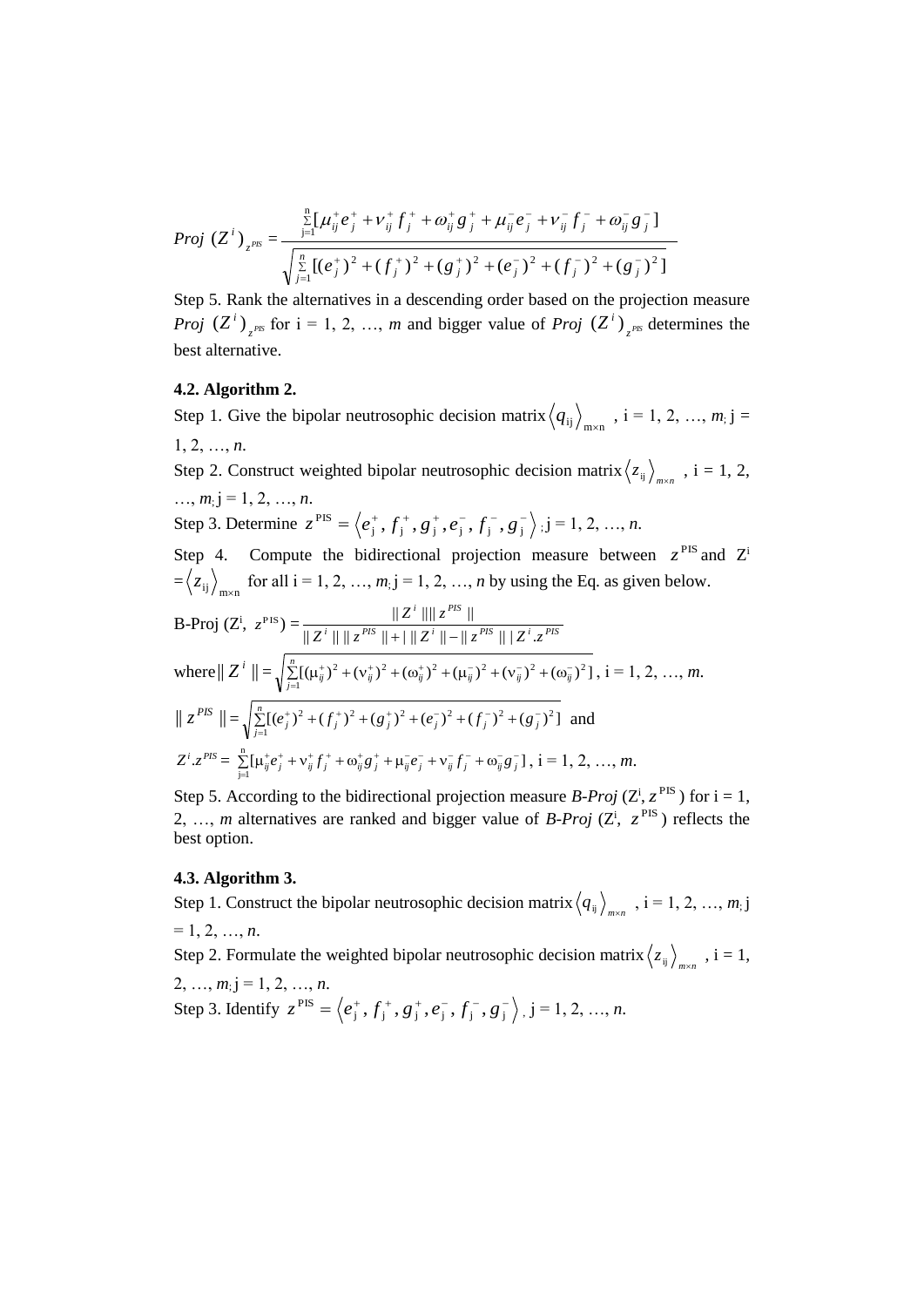$$Proj\ (Z^i)_{z^{PIS}} = \frac{\sum_{j=1}^{n}[\mu_{ij}^{+}e_j^{+} + \nu_{ij}^{+}f_j^{+} + \omega_{ij}^{+}g_j^{+} + \mu_{ij}^{-}e_j^{-} + \nu_{ij}^{-}f_j^{-} + \omega_{ij}^{-}g_j^{-}]}{\sqrt{\sum_{j=1}^{n}[(e_j^{+})^2 + (f_j^{+})^2 + (g_j^{+})^2 + (e_j^{-})^2 + (f_j^{-})^2 + (g_j^{-})^2]}}$$

Step 5. Rank the alternatives in a descending order based on the projection measure $Proj\ (Z^i)_{z^{PIS}}$ for i = 1, 2, …, *m* and bigger value of $Proj\ (Z^i)_{z^{PIS}}$ determines the best alternative.

**4.2. Algorithm 2.**

Step 1. Give the bipolar neutrosophic decision matrix $\langle q_{ij} \rangle_{m\times n}$ , i = 1, 2, …, *m*; j = 1, 2, …, *n*.

Step 2. Construct weighted bipolar neutrosophic decision matrix $\langle z_{ij} \rangle_{m\times n}$ , i = 1, 2, …, *m*; j = 1, 2, …, *n*.

Step 3. Determine $z^{PIS} = \langle e_j^{+}, f_j^{+}, g_j^{+}, e_j^{-}, f_j^{-}, g_j^{-} \rangle$ ; j = 1, 2, …, *n*.

Step 4. Compute the bidirectional projection measure between $z^{PIS}$ and $Z^i = \langle z_{ij} \rangle_{m\times n}$ for all i = 1, 2, …, *m*; j = 1, 2, …, *n* by using the Eq. as given below.

$$\text{B-Proj}\ (Z^i,\ z^{PIS}) = \frac{\| Z^i \| \| z^{PIS} \|}{\| Z^i \| \| z^{PIS} \| + | \| Z^i \| - \| z^{PIS} \| | Z^i . z^{PIS}}$$

where $\| Z^i \| = \sqrt{\sum_{j=1}^{n}[(\mu_{ij}^{+})^2 + (\nu_{ij}^{+})^2 + (\omega_{ij}^{+})^2 + (\mu_{ij}^{-})^2 + (\nu_{ij}^{-})^2 + (\omega_{ij}^{-})^2]}$, i = 1, 2, …, *m*.

$\| z^{PIS} \| = \sqrt{\sum_{j=1}^{n}[(e_j^{+})^2 + (f_j^{+})^2 + (g_j^{+})^2 + (e_j^{-})^2 + (f_j^{-})^2 + (g_j^{-})^2]}$ and

$Z^i . z^{PIS} = \sum_{j=1}^{n}[\mu_{ij}^{+}e_j^{+} + \nu_{ij}^{+}f_j^{+} + \omega_{ij}^{+}g_j^{+} + \mu_{ij}^{-}e_j^{-} + \nu_{ij}^{-}f_j^{-} + \omega_{ij}^{-}g_j^{-}]$, i = 1, 2, …, *m*.

Step 5. According to the bidirectional projection measure *B-Proj* ($Z^i$, $z^{PIS}$) for i = 1, 2, …, *m* alternatives are ranked and bigger value of *B-Proj* ($Z^i$, $z^{PIS}$) reflects the best option.

**4.3. Algorithm 3.**

Step 1. Construct the bipolar neutrosophic decision matrix $\langle q_{ij} \rangle_{m\times n}$ , i = 1, 2, …, *m*; j = 1, 2, …, *n*.

Step 2. Formulate the weighted bipolar neutrosophic decision matrix $\langle z_{ij} \rangle_{m\times n}$ , i = 1, 2, …, *m*; j = 1, 2, …, *n*.

Step 3. Identify $z^{PIS} = \langle e_j^{+}, f_j^{+}, g_j^{+}, e_j^{-}, f_j^{-}, g_j^{-} \rangle$ , j = 1, 2, …, *n*.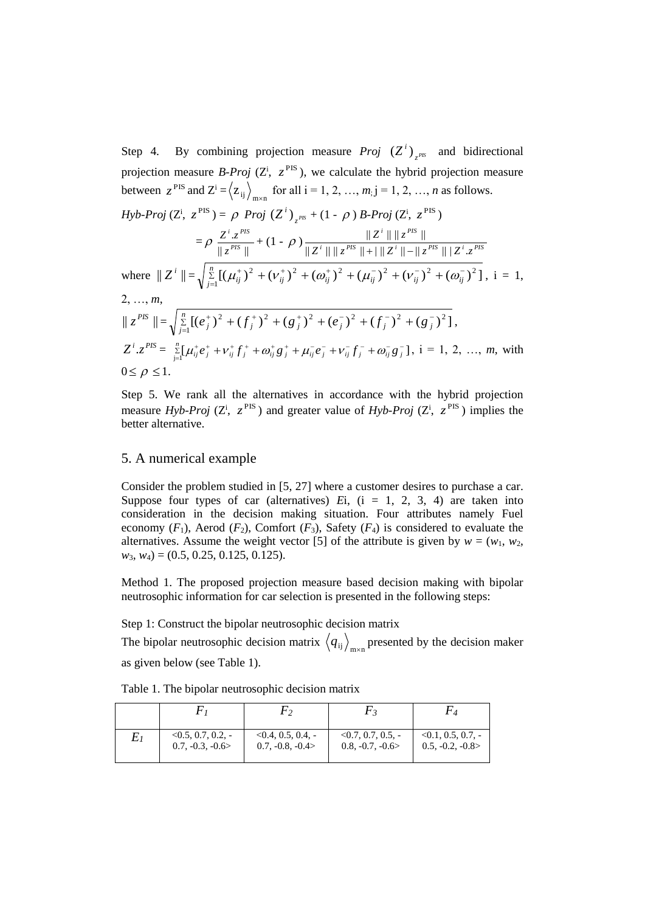Step 4. By combining projection measure $Proj\ (Z^i)_{z^{PIS}}$ and bidirectional projection measure *B-Proj* ($Z^i$, $z^{PIS}$), we calculate the hybrid projection measure between $z^{PIS}$ and $Z^i = \langle z_{ij} \rangle_{m \times n}$ for all i = 1, 2, …, *m*; j = 1, 2, …, *n* as follows.

$$Hyb\text{-}Proj\ (Z^i,\ z^{PIS}) = \rho\ Proj\ (Z^i)_{z^{PIS}} + (1 - \rho)\ B\text{-}Proj\ (Z^i,\ z^{PIS})$$

$$= \rho\ \frac{Z^i . z^{PIS}}{\| z^{PIS} \|} + (1 - \rho) \frac{\| Z^i \| \| z^{PIS} \|}{\| Z^i \| \| z^{PIS} \| + | \| Z^i \| - \| z^{PIS} \| | Z^i . z^{PIS}}$$

where $\| Z^i \| = \sqrt{\sum_{j=1}^{n} [(\mu_{ij}^+)^2 + (\nu_{ij}^+)^2 + (\omega_{ij}^+)^2 + (\mu_{ij}^-)^2 + (\nu_{ij}^-)^2 + (\omega_{ij}^-)^2]}$, i = 1, 2, …, *m*,

$$\| z^{PIS} \| = \sqrt{\sum_{j=1}^{n} [(e_j^+)^2 + (f_j^+)^2 + (g_j^+)^2 + (e_j^-)^2 + (f_j^-)^2 + (g_j^-)^2]},$$

$Z^i . z^{PIS} = \sum_{j=1}^{n} [\mu_{ij}^+ e_j^+ + \nu_{ij}^+ f_j^+ + \omega_{ij}^+ g_j^+ + \mu_{ij}^- e_j^- + \nu_{ij}^- f_j^- + \omega_{ij}^- g_j^-]$, i = 1, 2, …, *m*, with $0 \le \rho \le 1$.

Step 5. We rank all the alternatives in accordance with the hybrid projection measure *Hyb-Proj* ($Z^i$, $z^{PIS}$) and greater value of *Hyb-Proj* ($Z^i$, $z^{PIS}$) implies the better alternative.

## 5. A numerical example

Consider the problem studied in [5, 27] where a customer desires to purchase a car. Suppose four types of car (alternatives) *E*i, (i = 1, 2, 3, 4) are taken into consideration in the decision making situation. Four attributes namely Fuel economy ($F_1$), Aerod ($F_2$), Comfort ($F_3$), Safety ($F_4$) is considered to evaluate the alternatives. Assume the weight vector [5] of the attribute is given by $w = (w_1, w_2, w_3, w_4) = (0.5, 0.25, 0.125, 0.125)$.

Method 1. The proposed projection measure based decision making with bipolar neutrosophic information for car selection is presented in the following steps:

Step 1: Construct the bipolar neutrosophic decision matrix

The bipolar neutrosophic decision matrix $\langle q_{ij} \rangle_{m \times n}$ presented by the decision maker as given below (see Table 1).

Table 1. The bipolar neutrosophic decision matrix

| | $F_1$ | $F_2$ | $F_3$ | $F_4$ |
|---|---|---|---|---|
| $E_1$ | <0.5, 0.7, 0.2, -0.7, -0.3, -0.6> | <0.4, 0.5, 0.4, -0.7, -0.8, -0.4> | <0.7, 0.7, 0.5, -0.8, -0.7, -0.6> | <0.1, 0.5, 0.7, -0.5, -0.2, -0.8> |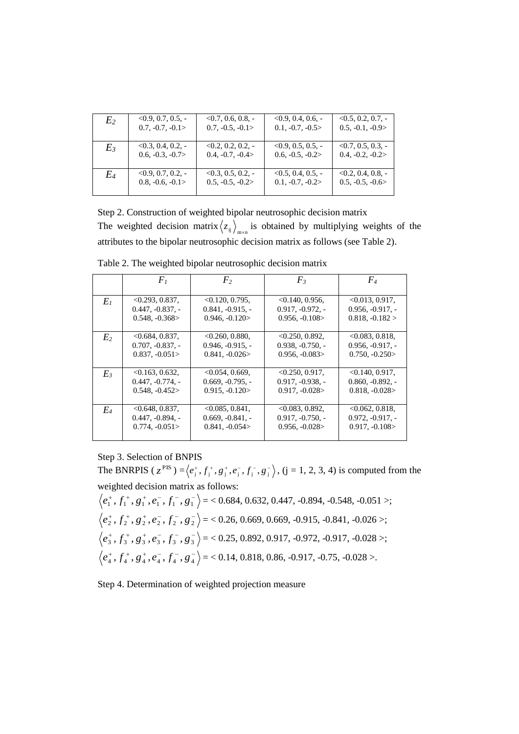| | | | | |
|---|---|---|---|---|
| $E_2$ | <0.9, 0.7, 0.5, -0.7, -0.7, -0.1> | <0.7, 0.6, 0.8, -0.7, -0.5, -0.1> | <0.9, 0.4, 0.6, -0.1, -0.7, -0.5> | <0.5, 0.2, 0.7, -0.5, -0.1, -0.9> |
| $E_3$ | <0.3, 0.4, 0.2, -0.6, -0.3, -0.7> | <0.2, 0.2, 0.2, -0.4, -0.7, -0.4> | <0.9, 0.5, 0.5, -0.6, -0.5, -0.2> | <0.7, 0.5, 0.3, -0.4, -0.2, -0.2> |
| $E_4$ | <0.9, 0.7, 0.2, -0.8, -0.6, -0.1> | <0.3, 0.5, 0.2, -0.5, -0.5, -0.2> | <0.5, 0.4, 0.5, -0.1, -0.7, -0.2> | <0.2, 0.4, 0.8, -0.5, -0.5, -0.6> |

Step 2. Construction of weighted bipolar neutrosophic decision matrix

The weighted decision matrix $\langle z_{ij} \rangle_{m \times n}$ is obtained by multiplying weights of the attributes to the bipolar neutrosophic decision matrix as follows (see Table 2).

Table 2. The weighted bipolar neutrosophic decision matrix

| | $F_1$ | $F_2$ | $F_3$ | $F_4$ |
|---|---|---|---|---|
| $E_1$ | <0.293, 0.837, 0.447, -0.837, -0.548, -0.368> | <0.120, 0.795, 0.841, -0.915, -0.946, -0.120> | <0.140, 0.956, 0.917, -0.972, -0.956, -0.108> | <0.013, 0.917, 0.956, -0.917, -0.818, -0.182 > |
| $E_2$ | <0.684, 0.837, 0.707, -0.837, -0.837, -0.051> | <0.260, 0.880, 0.946, -0.915, -0.841, -0.026> | <0.250, 0.892, 0.938, -0.750, -0.956, -0.083> | <0.083, 0.818, 0.956, -0.917, -0.750, -0.250> |
| $E_3$ | <0.163, 0.632, 0.447, -0.774, -0.548, -0.452> | <0.054, 0.669, 0.669, -0.795, -0.915, -0.120> | <0.250, 0.917, 0.917, -0.938, -0.917, -0.028> | <0.140, 0.917, 0.860, -0.892, -0.818, -0.028> |
| $E_4$ | <0.648, 0.837, 0.447, -0.894, -0.774, -0.051> | <0.085, 0.841, 0.669, -0.841, -0.841, -0.054> | <0.083, 0.892, 0.917, -0.750, -0.956, -0.028> | <0.062, 0.818, 0.972, -0.917, -0.917, -0.108> |

Step 3. Selection of BNPIS

The BNRPIS ($z^{PIS}$) $= \langle e_j^+, f_j^+, g_j^+, e_j^-, f_j^-, g_j^- \rangle$, (j = 1, 2, 3, 4) is computed from the weighted decision matrix as follows:

$\langle e_1^+, f_1^+, g_1^+, e_1^-, f_1^-, g_1^- \rangle$ = < 0.684, 0.632, 0.447, -0.894, -0.548, -0.051 >;

$\langle e_2^+, f_2^+, g_2^+, e_2^-, f_2^-, g_2^- \rangle$ = < 0.26, 0.669, 0.669, -0.915, -0.841, -0.026 >;

$\langle e_3^+, f_3^+, g_3^+, e_3^-, f_3^-, g_3^- \rangle$ = < 0.25, 0.892, 0.917, -0.972, -0.917, -0.028 >;

$\langle e_4^+, f_4^+, g_4^+, e_4^-, f_4^-, g_4^- \rangle$ = < 0.14, 0.818, 0.86, -0.917, -0.75, -0.028 >.

Step 4. Determination of weighted projection measure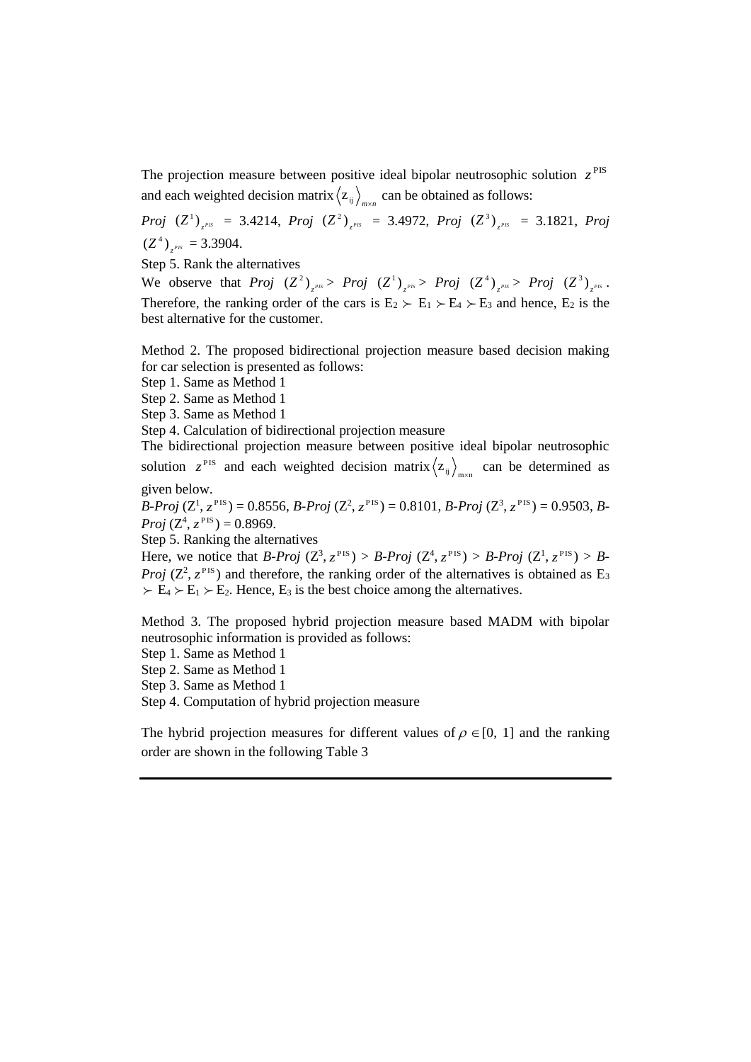The projection measure between positive ideal bipolar neutrosophic solution $z^{\text{PIS}}$ and each weighted decision matrix $\langle z_{ij} \rangle_{m\times n}$ can be obtained as follows:

*Proj* $(Z^1)_{z^{PIS}}$ = 3.4214, *Proj* $(Z^2)_{z^{PIS}}$ = 3.4972, *Proj* $(Z^3)_{z^{PIS}}$ = 3.1821, *Proj* $(Z^4)_{z^{PIS}}$ = 3.3904.

Step 5. Rank the alternatives

We observe that *Proj* $(Z^2)_{z^{PIS}} >$ *Proj* $(Z^1)_{z^{PIS}} >$ *Proj* $(Z^4)_{z^{PIS}} >$ *Proj* $(Z^3)_{z^{PIS}}$. Therefore, the ranking order of the cars is $E_2 \succ E_1 \succ E_4 \succ E_3$ and hence, $E_2$ is the best alternative for the customer.

Method 2. The proposed bidirectional projection measure based decision making for car selection is presented as follows:

Step 1. Same as Method 1

Step 2. Same as Method 1

Step 3. Same as Method 1

Step 4. Calculation of bidirectional projection measure

The bidirectional projection measure between positive ideal bipolar neutrosophic solution $z^{\text{PIS}}$ and each weighted decision matrix $\langle z_{ij} \rangle_{m\times n}$ can be determined as given below.

*B-Proj* $(Z^1, z^{\text{PIS}})$ = 0.8556, *B-Proj* $(Z^2, z^{\text{PIS}})$ = 0.8101, *B-Proj* $(Z^3, z^{\text{PIS}})$ = 0.9503, *B-Proj* $(Z^4, z^{\text{PIS}})$ = 0.8969.

Step 5. Ranking the alternatives

Here, we notice that *B-Proj* $(Z^3, z^{\text{PIS}}) >$ *B-Proj* $(Z^4, z^{\text{PIS}}) >$ *B-Proj* $(Z^1, z^{\text{PIS}}) >$ *B-Proj* $(Z^2, z^{\text{PIS}})$ and therefore, the ranking order of the alternatives is obtained as $E_3 \succ E_4 \succ E_1 \succ E_2$. Hence, $E_3$ is the best choice among the alternatives.

Method 3. The proposed hybrid projection measure based MADM with bipolar neutrosophic information is provided as follows:

Step 1. Same as Method 1

Step 2. Same as Method 1

Step 3. Same as Method 1

Step 4. Computation of hybrid projection measure

The hybrid projection measures for different values of $\rho \in [0, 1]$ and the ranking order are shown in the following Table 3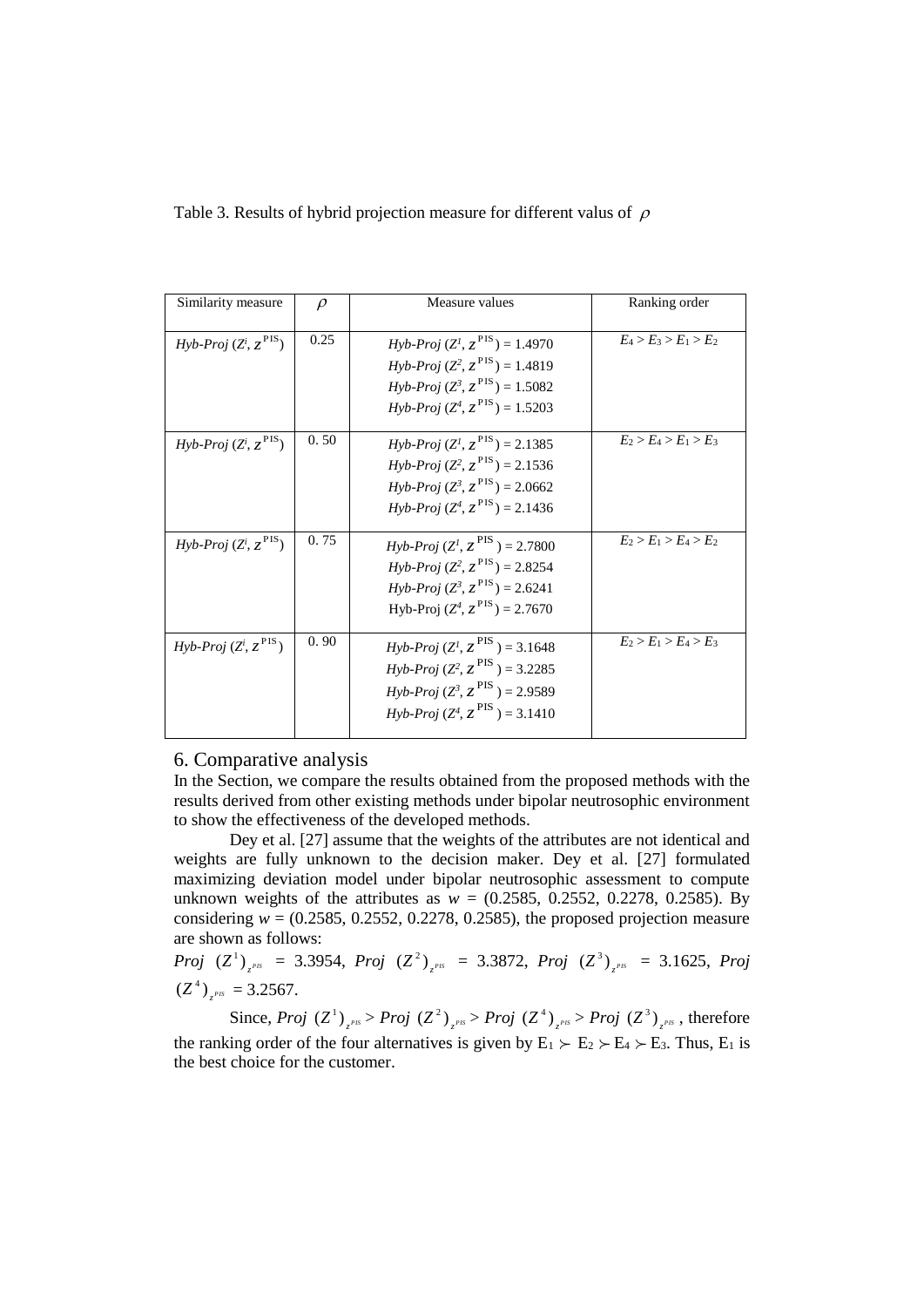Table 3. Results of hybrid projection measure for different valus of $\rho$

| Similarity measure | $\rho$ | Measure values | Ranking order |
|---|---|---|---|
| *Hyb-Proj* $(Z^i, z^{\text{PIS}})$ | 0.25 | *Hyb-Proj* $(Z^1, z^{\text{PIS}}) = 1.4970$ <br> *Hyb-Proj* $(Z^2, z^{\text{PIS}}) = 1.4819$ <br> *Hyb-Proj* $(Z^3, z^{\text{PIS}}) = 1.5082$ <br> *Hyb-Proj* $(Z^4, z^{\text{PIS}}) = 1.5203$ | $E_4 > E_3 > E_1 > E_2$ |
| *Hyb-Proj* $(Z^i, z^{\text{PIS}})$ | 0. 50 | *Hyb-Proj* $(Z^1, z^{\text{PIS}}) = 2.1385$ <br> *Hyb-Proj* $(Z^2, z^{\text{PIS}}) = 2.1536$ <br> *Hyb-Proj* $(Z^3, z^{\text{PIS}}) = 2.0662$ <br> *Hyb-Proj* $(Z^4, z^{\text{PIS}}) = 2.1436$ | $E_2 > E_4 > E_1 > E_3$ |
| *Hyb-Proj* $(Z^i, z^{\text{PIS}})$ | 0. 75 | *Hyb-Proj* $(Z^1, z^{\text{PIS}}) = 2.7800$ <br> *Hyb-Proj* $(Z^2, z^{\text{PIS}}) = 2.8254$ <br> *Hyb-Proj* $(Z^3, z^{\text{PIS}}) = 2.6241$ <br> Hyb-Proj $(Z^4, z^{\text{PIS}}) = 2.7670$ | $E_2 > E_1 > E_4 > E_2$ |
| *Hyb-Proj* $(Z^i, z^{\text{PIS}})$ | 0. 90 | *Hyb-Proj* $(Z^1, z^{\text{PIS}}) = 3.1648$ <br> *Hyb-Proj* $(Z^2, z^{\text{PIS}}) = 3.2285$ <br> *Hyb-Proj* $(Z^3, z^{\text{PIS}}) = 2.9589$ <br> *Hyb-Proj* $(Z^4, z^{\text{PIS}}) = 3.1410$ | $E_2 > E_1 > E_4 > E_3$ |

## 6. Comparative analysis

In the Section, we compare the results obtained from the proposed methods with the results derived from other existing methods under bipolar neutrosophic environment to show the effectiveness of the developed methods.

Dey et al. [27] assume that the weights of the attributes are not identical and weights are fully unknown to the decision maker. Dey et al. [27] formulated maximizing deviation model under bipolar neutrosophic assessment to compute unknown weights of the attributes as $w$ = (0.2585, 0.2552, 0.2278, 0.2585). By considering $w$ = (0.2585, 0.2552, 0.2278, 0.2585), the proposed projection measure are shown as follows:

*Proj* $(Z^1)_{z^{PIS}}$ = 3.3954, *Proj* $(Z^2)_{z^{PIS}}$ = 3.3872, *Proj* $(Z^3)_{z^{PIS}}$ = 3.1625, *Proj* $(Z^4)_{z^{PIS}}$ = 3.2567.

Since, *Proj* $(Z^1)_{z^{PIS}} >$ *Proj* $(Z^2)_{z^{PIS}} >$ *Proj* $(Z^4)_{z^{PIS}} >$ *Proj* $(Z^3)_{z^{PIS}}$, therefore the ranking order of the four alternatives is given by $E_1 \succ E_2 \succ E_4 \succ E_3$. Thus, $E_1$ is the best choice for the customer.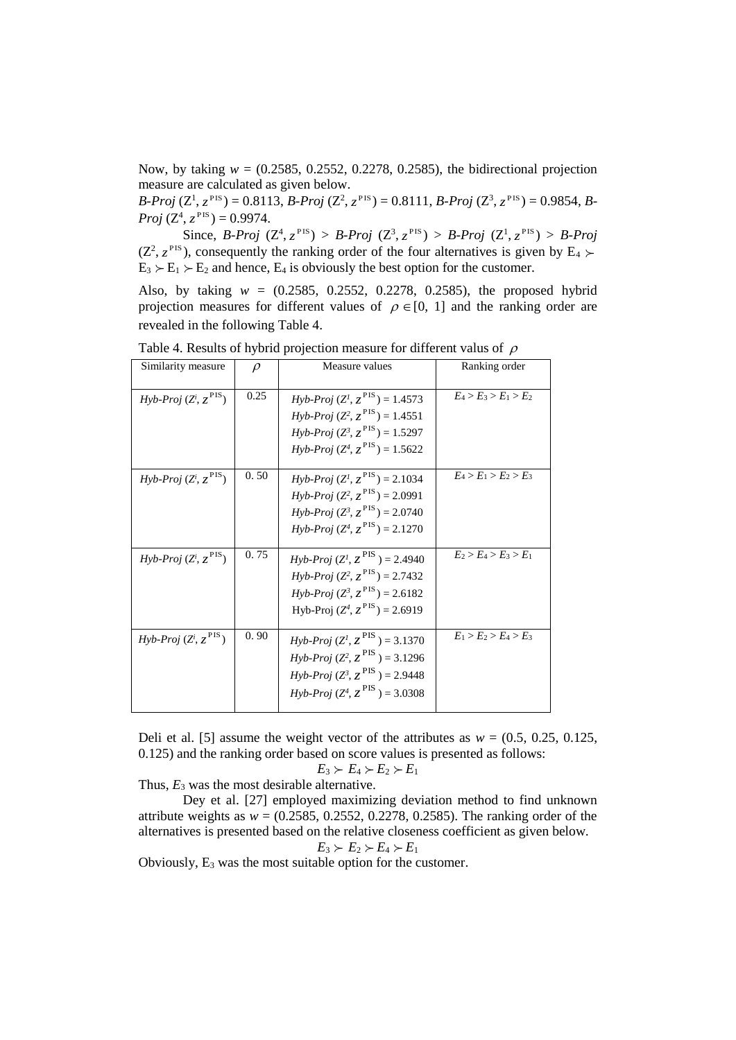Now, by taking $w$ = (0.2585, 0.2552, 0.2278, 0.2585), the bidirectional projection measure are calculated as given below.

$B\text{-}Proj\,(Z^1, z^{PIS})$ = 0.8113, $B\text{-}Proj\,(Z^2, z^{PIS})$ = 0.8111, $B\text{-}Proj\,(Z^3, z^{PIS})$ = 0.9854, $B\text{-}Proj\,(Z^4, z^{PIS})$ = 0.9974.

Since, $B\text{-}Proj\,(Z^4, z^{PIS}) > B\text{-}Proj\,(Z^3, z^{PIS}) > B\text{-}Proj\,(Z^1, z^{PIS}) > B\text{-}Proj\,(Z^2, z^{PIS})$, consequently the ranking order of the four alternatives is given by $E_4 \succ E_3 \succ E_1 \succ E_2$ and hence, $E_4$ is obviously the best option for the customer.

Also, by taking $w$ = (0.2585, 0.2552, 0.2278, 0.2585), the proposed hybrid projection measures for different values of $\rho \in [0, 1]$ and the ranking order are revealed in the following Table 4.

Table 4. Results of hybrid projection measure for different valus of $\rho$

| Similarity measure | $\rho$ | Measure values | Ranking order |
|---|---|---|---|
| $Hyb\text{-}Proj\,(Z^i, z^{PIS})$ | 0.25 | $Hyb\text{-}Proj\,(Z^1, z^{PIS})$ = 1.4573<br>$Hyb\text{-}Proj\,(Z^2, z^{PIS})$ = 1.4551<br>$Hyb\text{-}Proj\,(Z^3, z^{PIS})$ = 1.5297<br>$Hyb\text{-}Proj\,(Z^4, z^{PIS})$ = 1.5622 | $E_4 > E_3 > E_1 > E_2$ |
| $Hyb\text{-}Proj\,(Z^i, z^{PIS})$ | 0.50 | $Hyb\text{-}Proj\,(Z^1, z^{PIS})$ = 2.1034<br>$Hyb\text{-}Proj\,(Z^2, z^{PIS})$ = 2.0991<br>$Hyb\text{-}Proj\,(Z^3, z^{PIS})$ = 2.0740<br>$Hyb\text{-}Proj\,(Z^4, z^{PIS})$ = 2.1270 | $E_4 > E_1 > E_2 > E_3$ |
| $Hyb\text{-}Proj\,(Z^i, z^{PIS})$ | 0.75 | $Hyb\text{-}Proj\,(Z^1, z^{PIS})$ = 2.4940<br>$Hyb\text{-}Proj\,(Z^2, z^{PIS})$ = 2.7432<br>$Hyb\text{-}Proj\,(Z^3, z^{PIS})$ = 2.6182<br>Hyb-Proj $(Z^4, z^{PIS})$ = 2.6919 | $E_2 > E_4 > E_3 > E_1$ |
| $Hyb\text{-}Proj\,(Z^i, z^{PIS})$ | 0.90 | $Hyb\text{-}Proj\,(Z^1, z^{PIS})$ = 3.1370<br>$Hyb\text{-}Proj\,(Z^2, z^{PIS})$ = 3.1296<br>$Hyb\text{-}Proj\,(Z^3, z^{PIS})$ = 2.9448<br>$Hyb\text{-}Proj\,(Z^4, z^{PIS})$ = 3.0308 | $E_1 > E_2 > E_4 > E_3$ |

Deli et al. [5] assume the weight vector of the attributes as $w$ = (0.5, 0.25, 0.125, 0.125) and the ranking order based on score values is presented as follows:

$$E_3 \succ E_4 \succ E_2 \succ E_1$$

Thus, $E_3$ was the most desirable alternative.

Dey et al. [27] employed maximizing deviation method to find unknown attribute weights as $w$ = (0.2585, 0.2552, 0.2278, 0.2585). The ranking order of the alternatives is presented based on the relative closeness coefficient as given below.

$$E_3 \succ E_2 \succ E_4 \succ E_1$$

Obviously, $E_3$ was the most suitable option for the customer.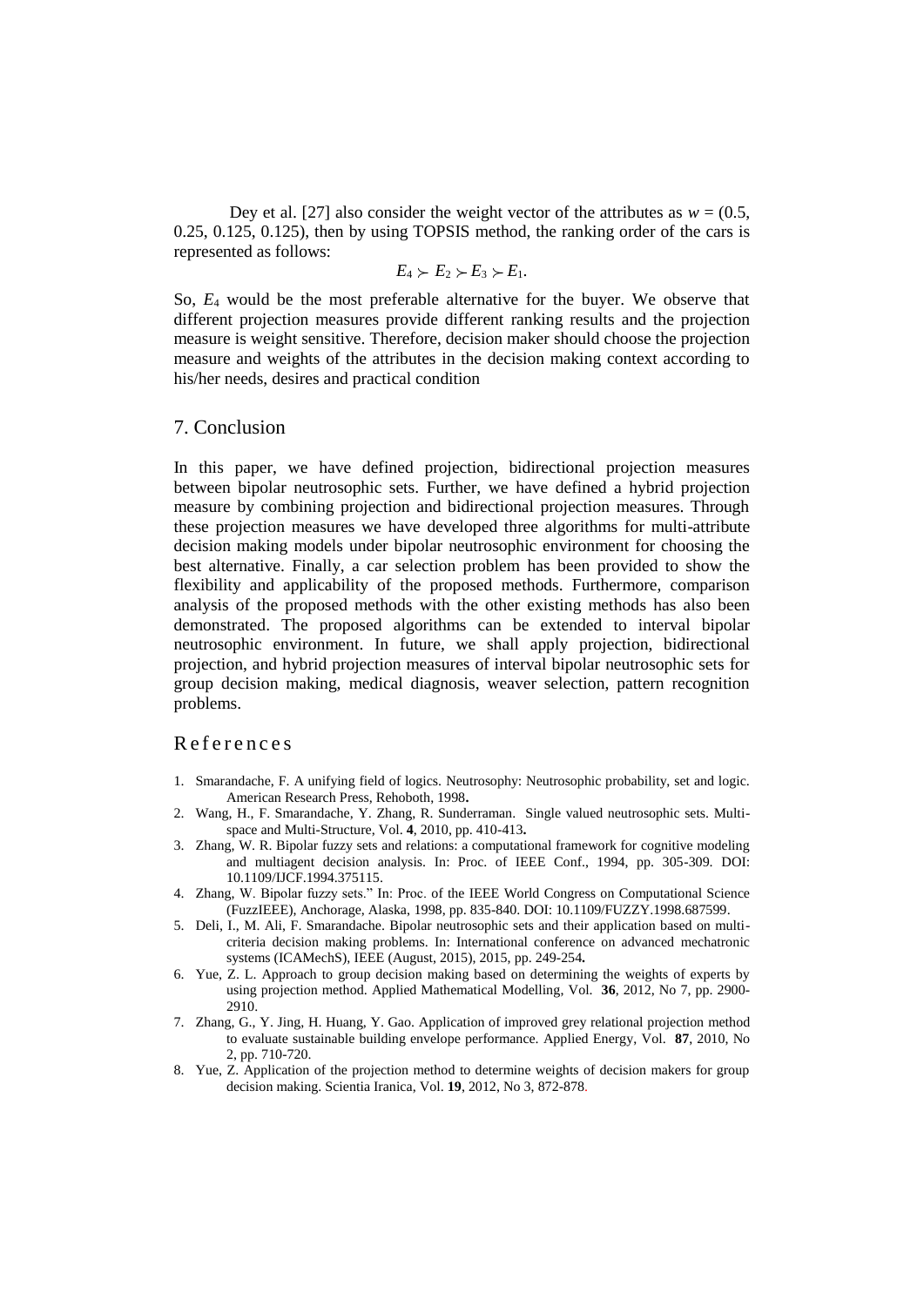Dey et al. [27] also consider the weight vector of the attributes as $w = (0.5, 0.25, 0.125, 0.125)$, then by using TOPSIS method, the ranking order of the cars is represented as follows:

$$E_4 \succ E_2 \succ E_3 \succ E_1.$$

So, $E_4$ would be the most preferable alternative for the buyer. We observe that different projection measures provide different ranking results and the projection measure is weight sensitive. Therefore, decision maker should choose the projection measure and weights of the attributes in the decision making context according to his/her needs, desires and practical condition

## 7. Conclusion

In this paper, we have defined projection, bidirectional projection measures between bipolar neutrosophic sets. Further, we have defined a hybrid projection measure by combining projection and bidirectional projection measures. Through these projection measures we have developed three algorithms for multi-attribute decision making models under bipolar neutrosophic environment for choosing the best alternative. Finally, a car selection problem has been provided to show the flexibility and applicability of the proposed methods. Furthermore, comparison analysis of the proposed methods with the other existing methods has also been demonstrated. The proposed algorithms can be extended to interval bipolar neutrosophic environment. In future, we shall apply projection, bidirectional projection, and hybrid projection measures of interval bipolar neutrosophic sets for group decision making, medical diagnosis, weaver selection, pattern recognition problems.

## References

1. Smarandache, F. A unifying field of logics. Neutrosophy: Neutrosophic probability, set and logic. American Research Press, Rehoboth, 1998**.**
2. Wang, H., F. Smarandache, Y. Zhang, R. Sunderraman. Single valued neutrosophic sets. Multi-space and Multi-Structure, Vol. **4**, 2010, pp. 410-413**.**
3. Zhang, W. R. Bipolar fuzzy sets and relations: a computational framework for cognitive modeling and multiagent decision analysis. In: Proc. of IEEE Conf., 1994, pp. 305-309. DOI: 10.1109/IJCF.1994.375115.
4. Zhang, W. Bipolar fuzzy sets." In: Proc. of the IEEE World Congress on Computational Science (FuzzIEEE), Anchorage, Alaska, 1998, pp. 835-840. DOI: 10.1109/FUZZY.1998.687599.
5. Deli, I., M. Ali, F. Smarandache. Bipolar neutrosophic sets and their application based on multi-criteria decision making problems. In: International conference on advanced mechatronic systems (ICAMechS), IEEE (August, 2015), 2015, pp. 249-254**.**
6. Yue, Z. L. Approach to group decision making based on determining the weights of experts by using projection method. Applied Mathematical Modelling, Vol. **36**, 2012, No 7, pp. 2900-2910.
7. Zhang, G., Y. Jing, H. Huang, Y. Gao. Application of improved grey relational projection method to evaluate sustainable building envelope performance. Applied Energy, Vol. **87**, 2010, No 2, pp. 710-720.
8. Yue, Z. Application of the projection method to determine weights of decision makers for group decision making. Scientia Iranica, Vol. **19**, 2012, No 3, 872-878.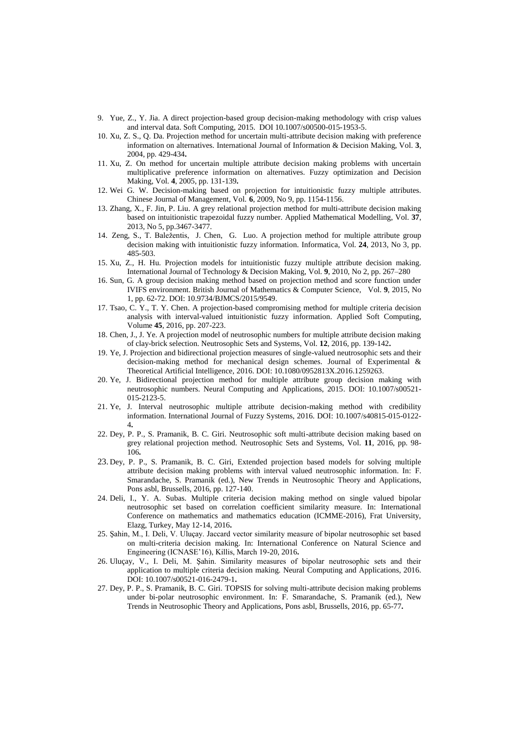9. Yue, Z., Y. Jia. A direct projection-based group decision-making methodology with crisp values and interval data. Soft Computing, 2015. DOI 10.1007/s00500-015-1953-5.
10. Xu, Z. S., Q. Da. Projection method for uncertain multi-attribute decision making with preference information on alternatives. International Journal of Information & Decision Making, Vol. **3**, 2004, pp. 429-434**.**
11. Xu, Z. On method for uncertain multiple attribute decision making problems with uncertain multiplicative preference information on alternatives. Fuzzy optimization and Decision Making, Vol. **4**, 2005, pp. 131-139**.**
12. Wei G. W. Decision-making based on projection for intuitionistic fuzzy multiple attributes. Chinese Journal of Management, Vol. **6**, 2009, No 9, pp. 1154-1156.
13. Zhang, X., F. Jin, P. Liu. A grey relational projection method for multi-attribute decision making based on intuitionistic trapezoidal fuzzy number. Applied Mathematical Modelling, Vol. **37**, 2013, No 5, pp.3467-3477.
14. Zeng, S., T. Baležentis, J. Chen, G. Luo. A projection method for multiple attribute group decision making with intuitionistic fuzzy information. Informatica, Vol. **24**, 2013, No 3, pp. 485-503.
15. Xu, Z., H. Hu. Projection models for intuitionistic fuzzy multiple attribute decision making. International Journal of Technology & Decision Making, Vol. **9**, 2010, No 2, pp. 267–280
16. Sun, G. A group decision making method based on projection method and score function under IVIFS environment. British Journal of Mathematics & Computer Science, Vol. **9**, 2015, No 1, pp. 62-72. DOI: 10.9734/BJMCS/2015/9549.
17. Tsao, C. Y., T. Y. Chen. A projection-based compromising method for multiple criteria decision analysis with interval-valued intuitionistic fuzzy information. Applied Soft Computing, Volume **45**, 2016, pp. 207-223.
18. Chen, J., J. Ye. A projection model of neutrosophic numbers for multiple attribute decision making of clay-brick selection. Neutrosophic Sets and Systems, Vol. **12**, 2016, pp. 139-142**.**
19. Ye, J. Projection and bidirectional projection measures of single-valued neutrosophic sets and their decision-making method for mechanical design schemes. Journal of Experimental & Theoretical Artificial Intelligence, 2016. DOI: 10.1080/0952813X.2016.1259263.
20. Ye, J. Bidirectional projection method for multiple attribute group decision making with neutrosophic numbers. Neural Computing and Applications, 2015. DOI: 10.1007/s00521-015-2123-5.
21. Ye, J. Interval neutrosophic multiple attribute decision-making method with credibility information. International Journal of Fuzzy Systems, 2016. DOI: 10.1007/s40815-015-0122-4**.**
22. Dey, P. P., S. Pramanik, B. C. Giri. Neutrosophic soft multi-attribute decision making based on grey relational projection method. Neutrosophic Sets and Systems, Vol. **11**, 2016, pp. 98-106**.**
23. Dey, P. P., S. Pramanik, B. C. Giri, Extended projection based models for solving multiple attribute decision making problems with interval valued neutrosophic information. In: F. Smarandache, S. Pramanik (ed.), New Trends in Neutrosophic Theory and Applications, Pons asbl, Brussells, 2016, pp. 127-140.
24. Deli, I., Y. A. Subas. Multiple criteria decision making method on single valued bipolar neutrosophic set based on correlation coefficient similarity measure. In: International Conference on mathematics and mathematics education (ICMME-2016), Frat University, Elazg, Turkey, May 12-14, 2016**.**
25. Şahin, M., I. Deli, V. Uluçay. Jaccard vector similarity measure of bipolar neutrosophic set based on multi-criteria decision making. In: International Conference on Natural Science and Engineering (ICNASE'16), Killis, March 19-20, 2016**.**
26. Uluçay, V., I. Deli, M. Şahin. Similarity measures of bipolar neutrosophic sets and their application to multiple criteria decision making. Neural Computing and Applications, 2016. DOI: 10.1007/s00521-016-2479-1**.**
27. Dey, P. P., S. Pramanik, B. C. Giri. TOPSIS for solving multi-attribute decision making problems under bi-polar neutrosophic environment. In: F. Smarandache, S. Pramanik (ed.), New Trends in Neutrosophic Theory and Applications, Pons asbl, Brussells, 2016, pp. 65-77**.**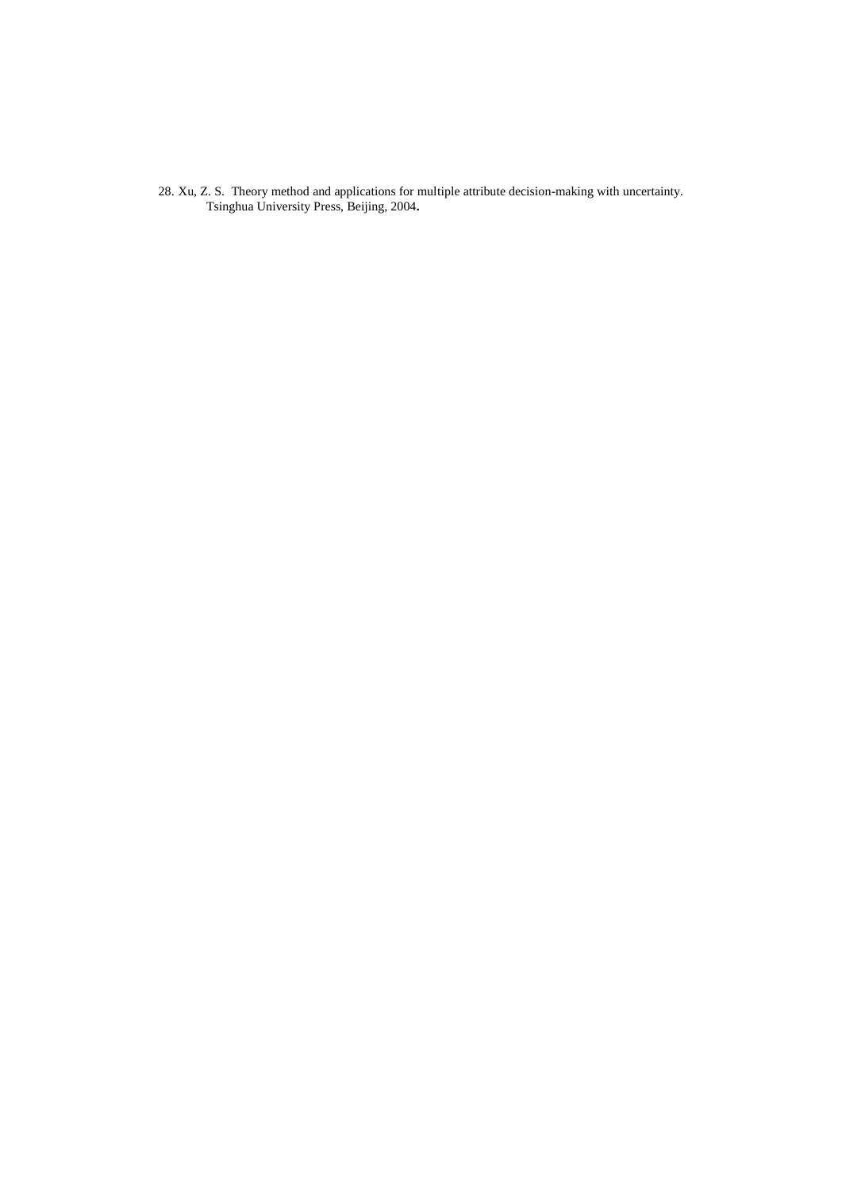28. Xu, Z. S. Theory method and applications for multiple attribute decision-making with uncertainty. Tsinghua University Press, Beijing, 2004.